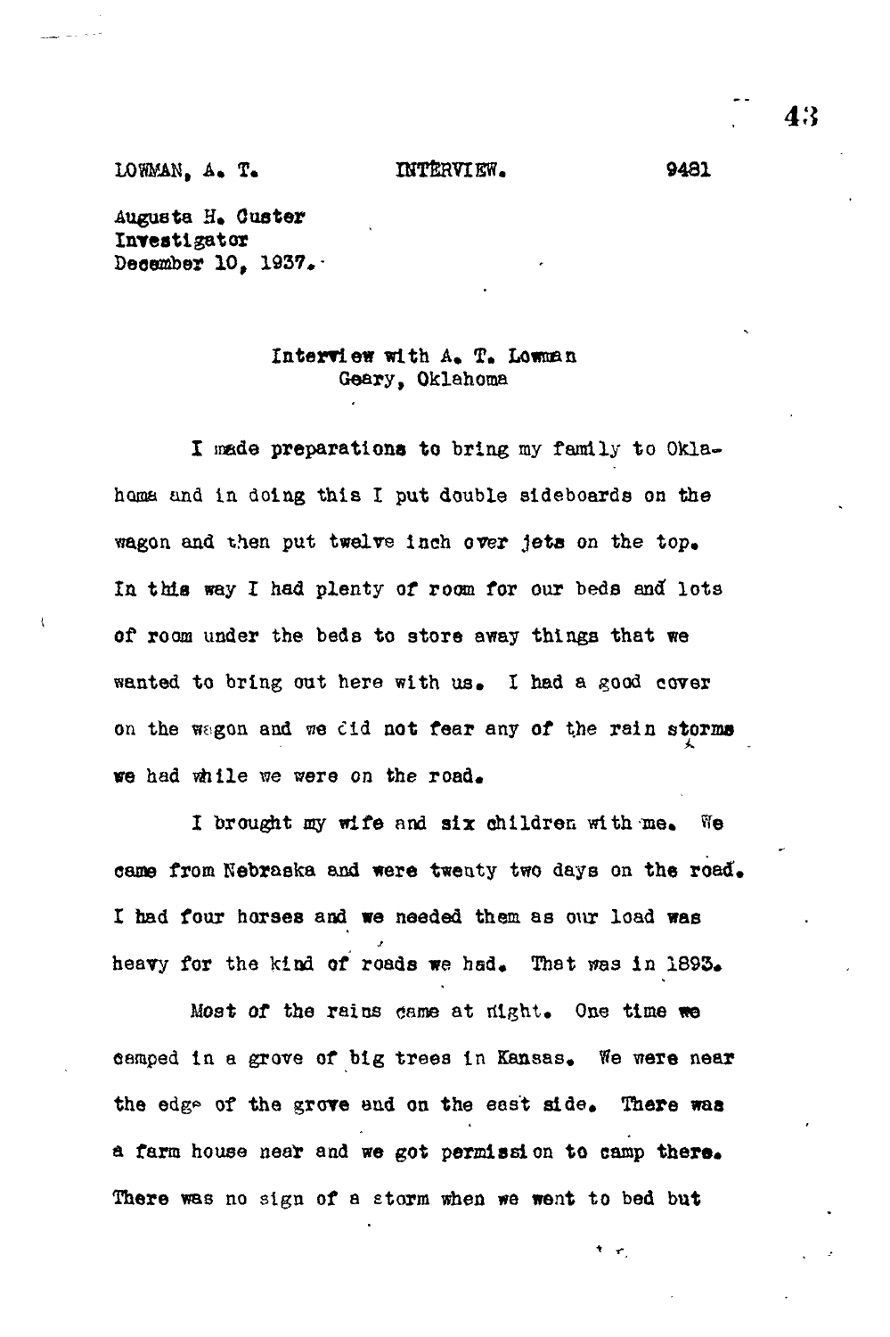LOWMAN, A. T. INTERVIEW. 9481

Augusta H. Custer
Investigator
December 10, 1937.

Interview with A. T. Lowman
Geary, Oklahoma

I made preparations to bring my family to Oklahoma and in doing this I put double sideboards on the wagon and then put twelve inch over jets on the top. In this way I had plenty of room for our beds and lots of room under the beds to store away things that we wanted to bring out here with us. I had a good cover on the wagon and we did not fear any of the rain storms we had while we were on the road.

I brought my wife and six children with me. We came from Nebraska and were twenty two days on the road. I had four horses and we needed them as our load was heavy for the kind of roads we had. That was in 1893.

Most of the rains came at night. One time we camped in a grove of big trees in Kansas. We were near the edge of the grove and on the east side. There was a farm house near and we got permission to camp there. There was no sign of a storm when we went to bed but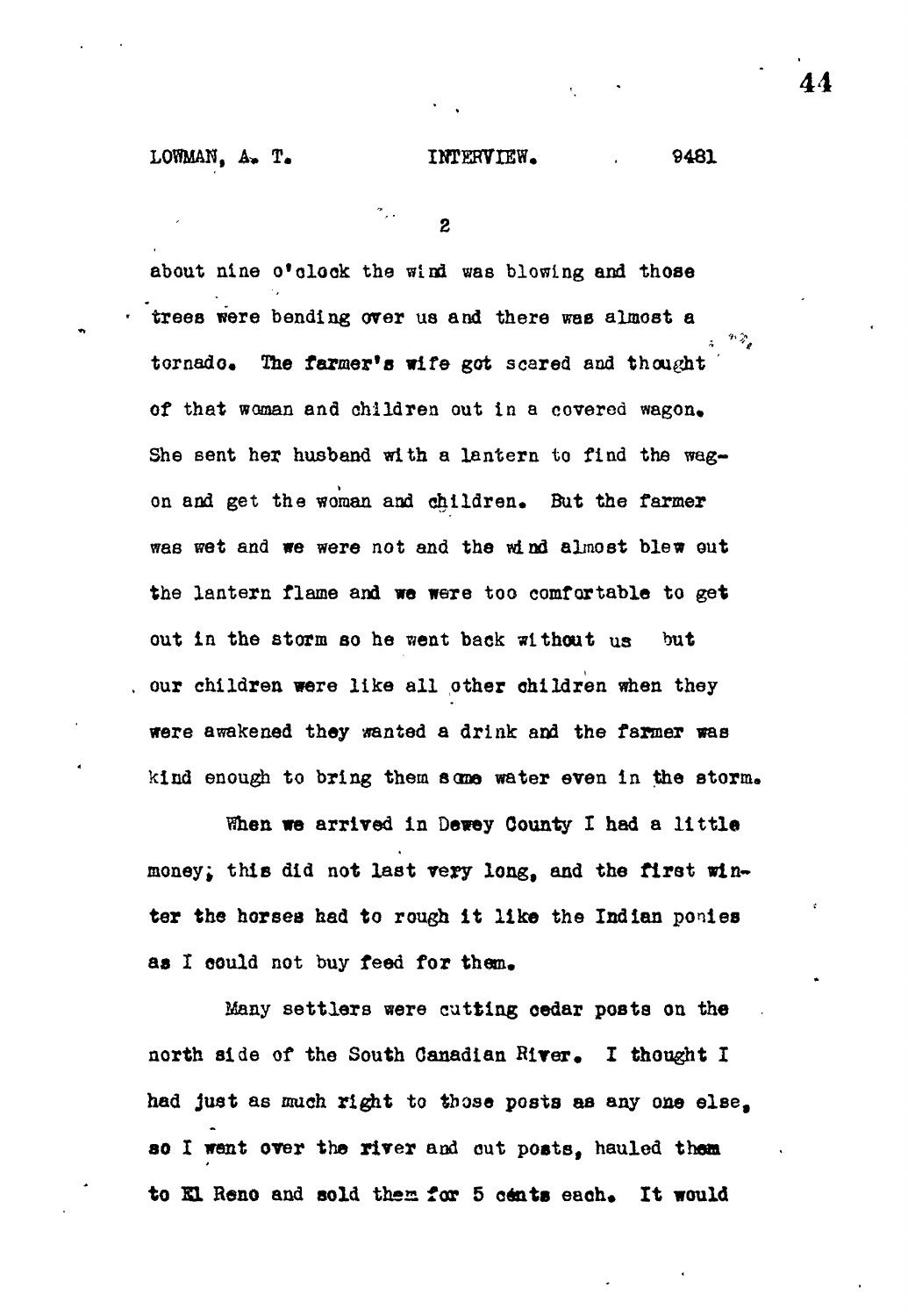about nine o'clock the wind was blowing and those trees were bending over us and there was almost a tornado. The farmer's wife got scared and thought of that woman and children out in a covered wagon. She sent her husband with a lantern to find the wagon and get the woman and children. But the farmer was wet and we were not and the wind almost blew out the lantern flame and we were too comfortable to get out in the storm so he went back without us but our children were like all other children when they were awakened they wanted a drink and the farmer was kind enough to bring them some water even in the storm.

When we arrived in Dewey County I had a little money; this did not last very long, and the first winter the horses had to rough it like the Indian ponies as I could not buy feed for them.

Many settlers were cutting cedar posts on the north side of the South Canadian River. I thought I had just as much right to those posts as any one else, so I went over the river and cut posts, hauled them to El Reno and sold them for 5 cents each. It would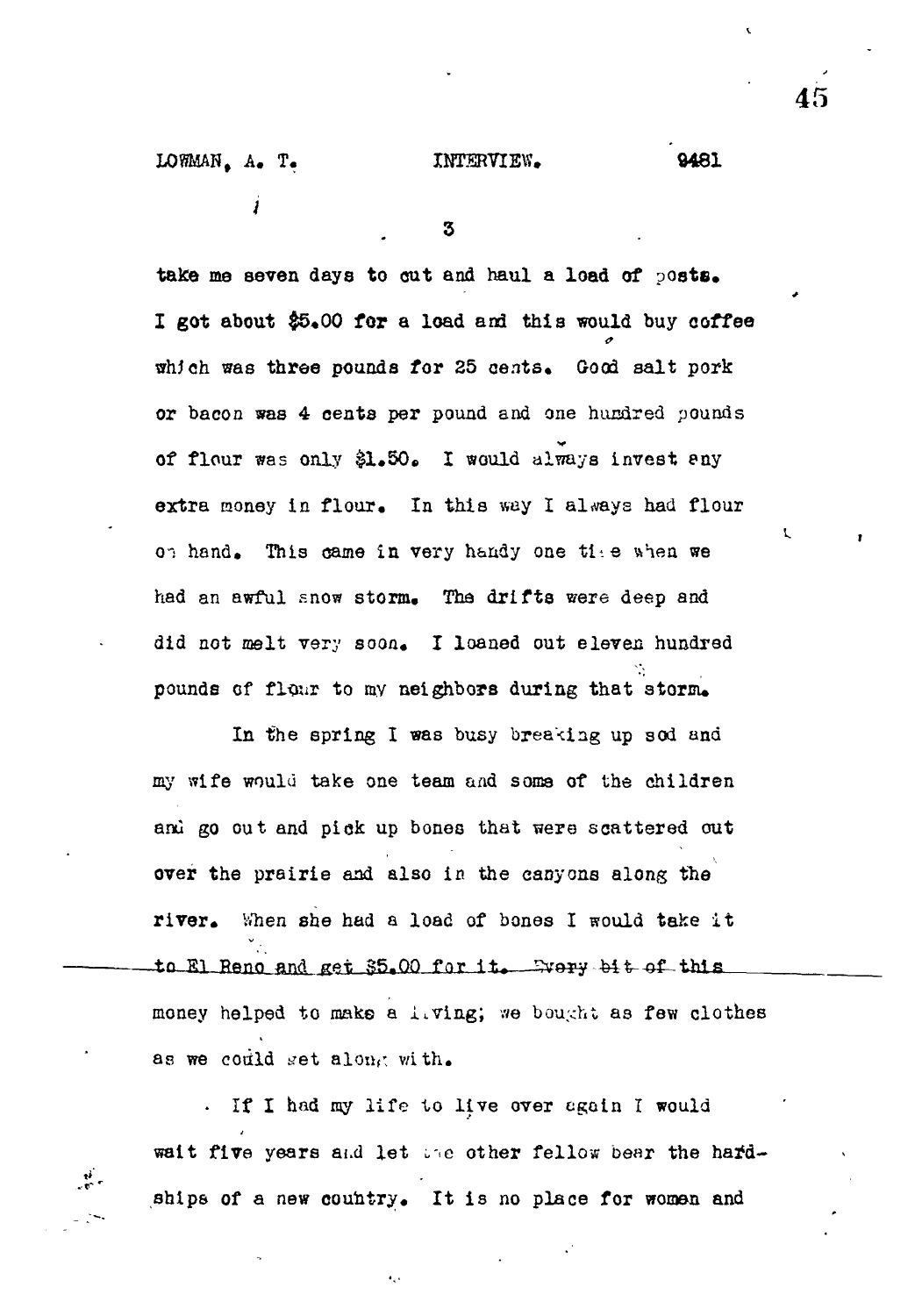take me seven days to cut and haul a load of posts. I got about $5.00 for a load and this would buy coffee which was three pounds for 25 cents. Good salt pork or bacon was 4 cents per pound and one hundred pounds of flour was only $1.50. I would always invest any extra money in flour. In this way I always had flour on hand. This came in very handy one time when we had an awful snow storm. The drifts were deep and did not melt very soon. I loaned out eleven hundred pounds of flour to my neighbors during that storm.

In the spring I was busy breaking up sod and my wife would take one team and some of the children and go out and pick up bones that were scattered out over the prairie and also in the canyons along the river. When she had a load of bones I would take it to El Reno and get $5.00 for it. Every bit of this money helped to make a living; we bought as few clothes as we could get along with.

If I had my life to live over again I would wait five years and let the other fellow bear the hardships of a new country. It is no place for women and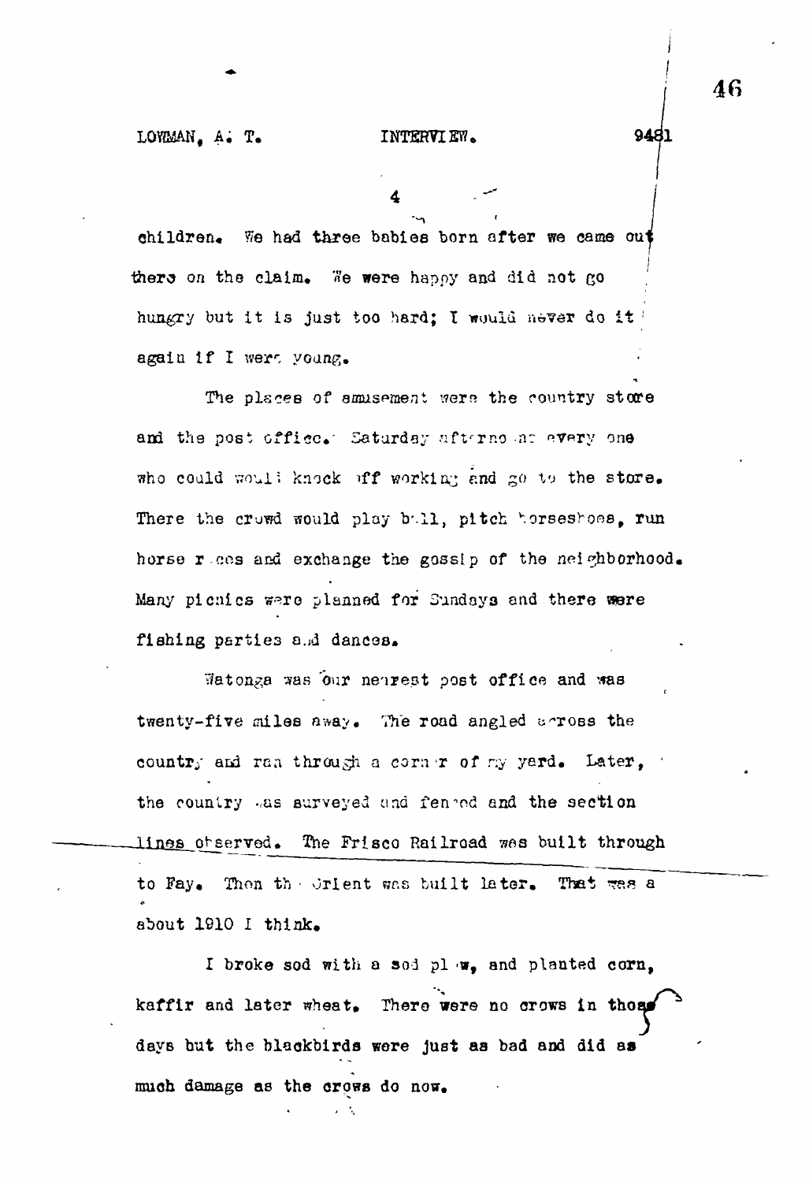children. We had three babies born after we came out there on the claim. We were happy and did not go hungry but it is just too hard; I would never do it again if I were young.

The places of amusement were the country store and the post office. Saturday afternoon every one who could would knock off working and go to the store. There the crowd would play ball, pitch horseshoes, run horse races and exchange the gossip of the neighborhood. Many picnics were planned for Sundays and there were fishing parties and dances.

Watonga was our nearest post office and was twenty-five miles away. The road angled across the country and ran through a corner of my yard. Later, the country was surveyed and fenced and the section lines observed. The Frisco Railroad was built through to Fay. Then the Orient was built later. That was a about 1910 I think.

I broke sod with a sod plow, and planted corn, kaffir and later wheat. There were no crows in those days but the blackbirds were just as bad and did as much damage as the crows do now.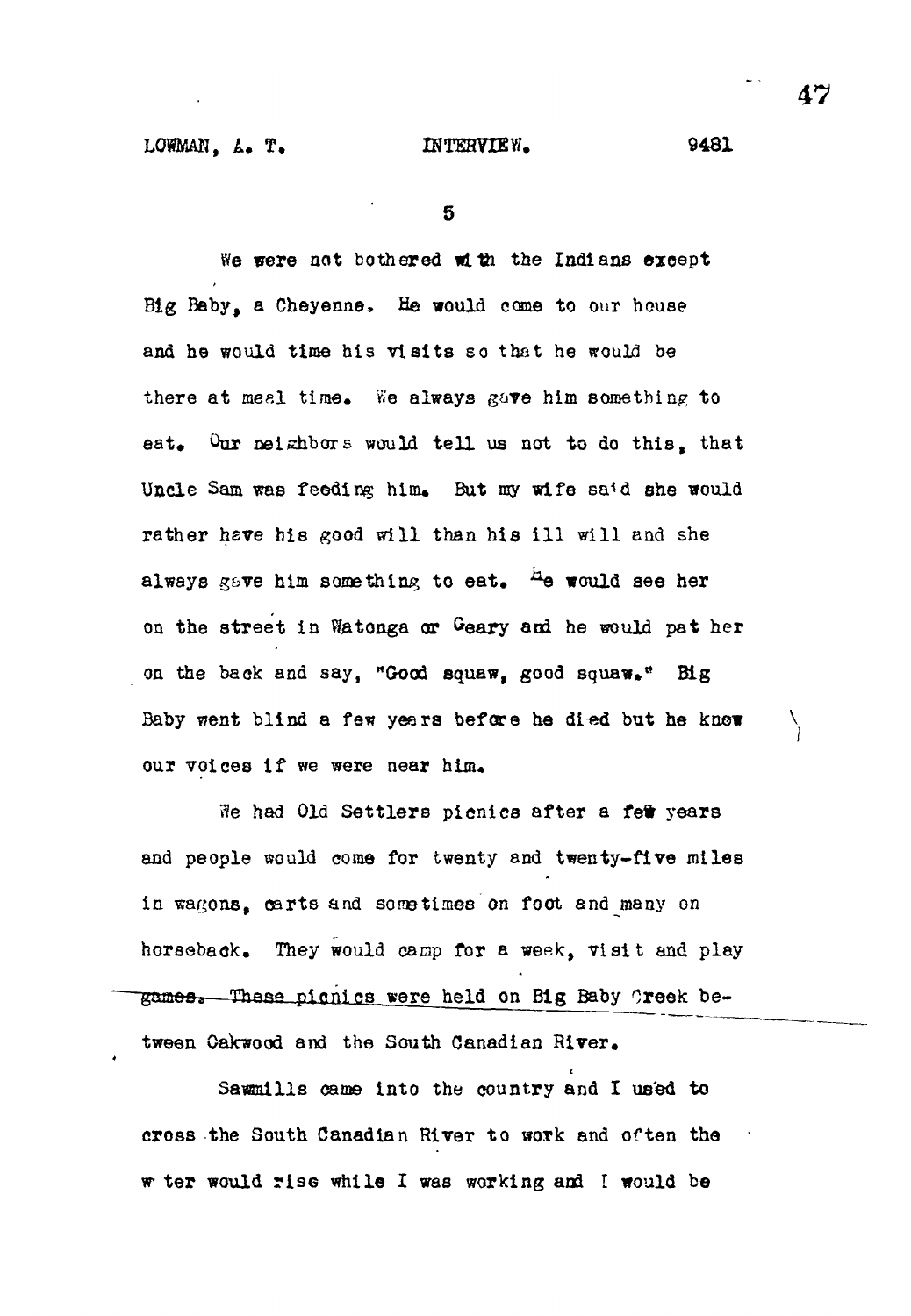We were not bothered with the Indians except Big Baby, a Cheyenne. He would come to our house and he would time his visits so that he would be there at meal time. We always gave him something to eat. Our neighbors would tell us not to do this, that Uncle Sam was feeding him. But my wife said she would rather have his good will than his ill will and she always gave him something to eat. He would see her on the street in Watonga or Geary and he would pat her on the back and say, "Good squaw, good squaw." Big Baby went blind a few years before he died but he knew our voices if we were near him.

We had Old Settlers picnics after a few years and people would come for twenty and twenty-five miles in wagons, carts and sometimes on foot and many on horseback. They would camp for a week, visit and play games. These picnics were held on Big Baby Creek between Oakwood and the South Canadian River.

Sawmills came into the country and I used to cross the South Canadian River to work and often the water would rise while I was working and I would be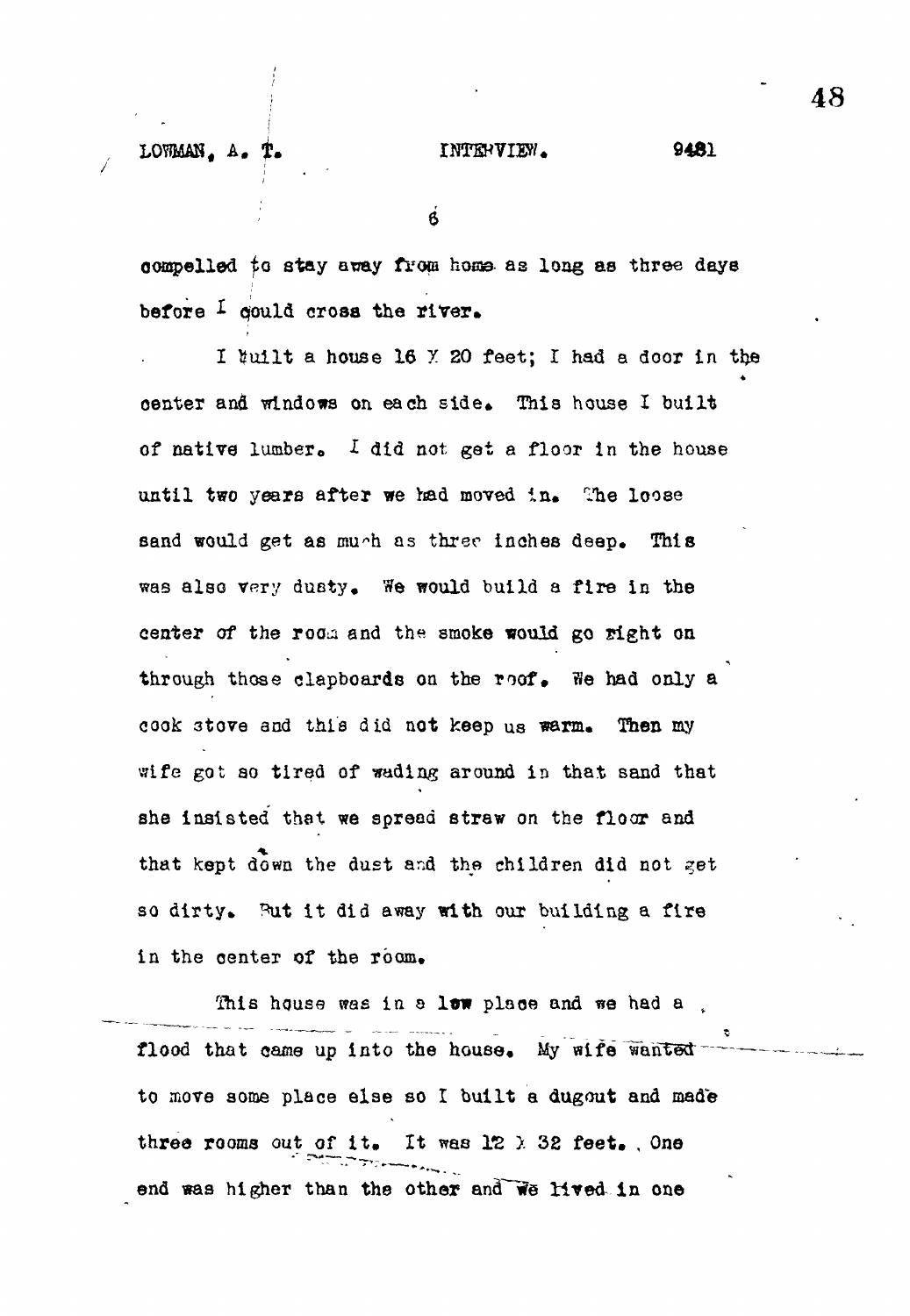compelled to stay away from home as long as three days before I could cross the river.

I built a house 16 X 20 feet; I had a door in the center and windows on each side. This house I built of native lumber. I did not get a floor in the house until two years after we had moved in. The loose sand would get as much as three inches deep. This was also very dusty. We would build a fire in the center of the room and the smoke would go right on through those clapboards on the roof. We had only a cook stove and this did not keep us warm. Then my wife got so tired of wading around in that sand that she insisted that we spread straw on the floor and that kept down the dust and the children did not get so dirty. But it did away with our building a fire in the center of the room.

This house was in a low place and we had a flood that came up into the house. My wife wanted to move some place else so I built a dugout and made three rooms out of it. It was 12 X 32 feet. One end was higher than the other and we lived in one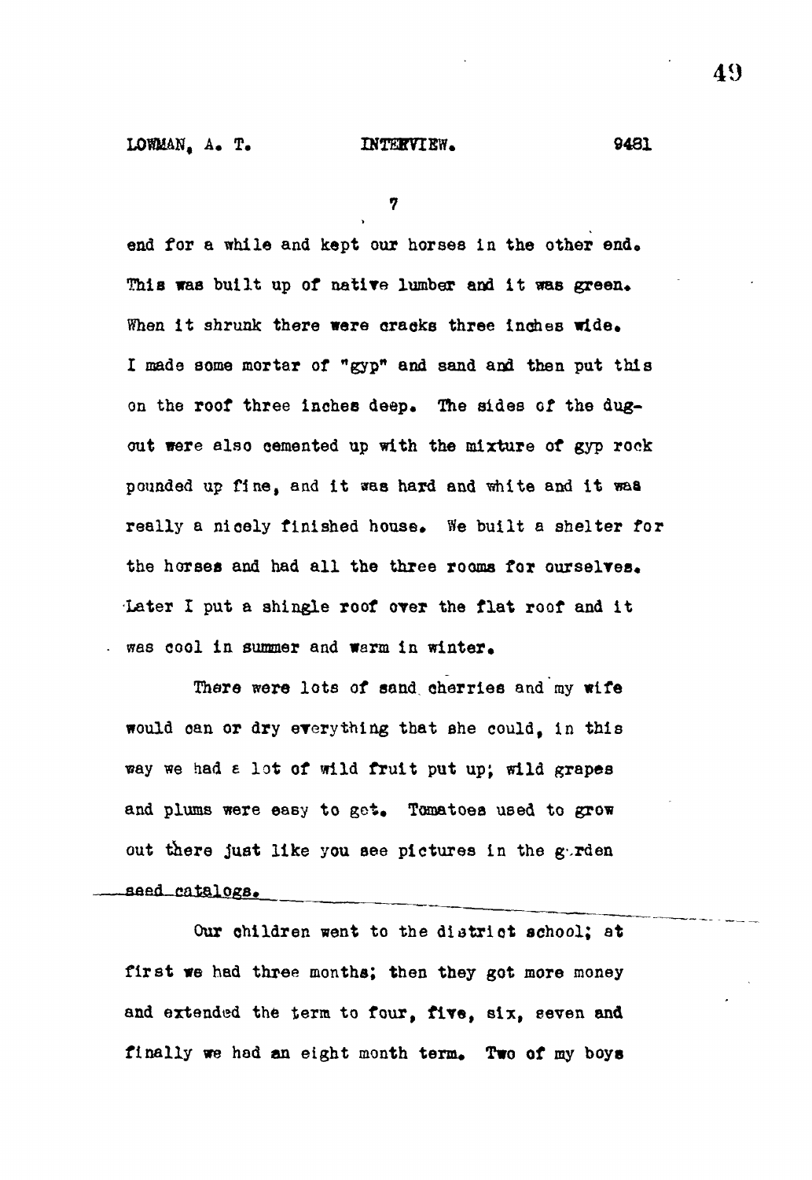end for a while and kept our horses in the other end. This was built up of native lumber and it was green. When it shrunk there were cracks three inches wide. I made some mortar of "gyp" and sand and then put this on the roof three inches deep. The sides of the dug-out were also cemented up with the mixture of gyp rock pounded up fine, and it was hard and white and it was really a nicely finished house. We built a shelter for the horses and had all the three rooms for ourselves. Later I put a shingle roof over the flat roof and it was cool in summer and warm in winter.

There were lots of sand cherries and my wife would can or dry everything that she could, in this way we had a lot of wild fruit put up; wild grapes and plums were easy to get. Tomatoes used to grow out there just like you see pictures in the garden seed catalogs.

Our children went to the district school; at first we had three months; then they got more money and extended the term to four, five, six, seven and finally we had an eight month term. Two of my boys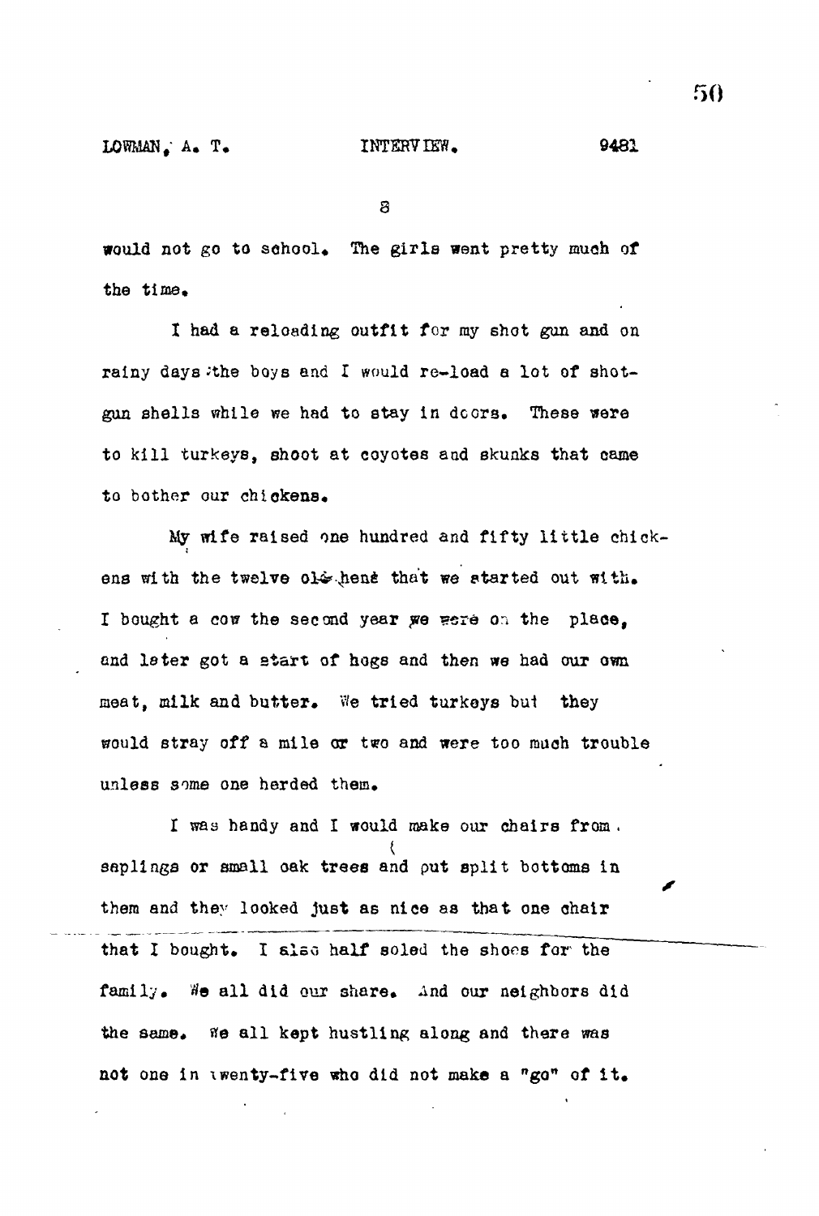would not go to school. The girls went pretty much of the time.

I had a reloading outfit for my shot gun and on rainy days the boys and I would re-load a lot of shot-gun shells while we had to stay in doors. These were to kill turkeys, shoot at coyotes and skunks that came to bother our chickens.

My wife raised one hundred and fifty little chickens with the twelve old hens that we started out with. I bought a cow the second year we were on the place, and later got a start of hogs and then we had our own meat, milk and butter. We tried turkeys but they would stray off a mile or two and were too much trouble unless some one herded them.

I was handy and I would make our chairs from saplings or small oak trees and put split bottoms in them and they looked just as nice as that one chair that I bought. I also half soled the shoes for the family. We all did our share. And our neighbors did the same. We all kept hustling along and there was not one in twenty-five who did not make a "go" of it.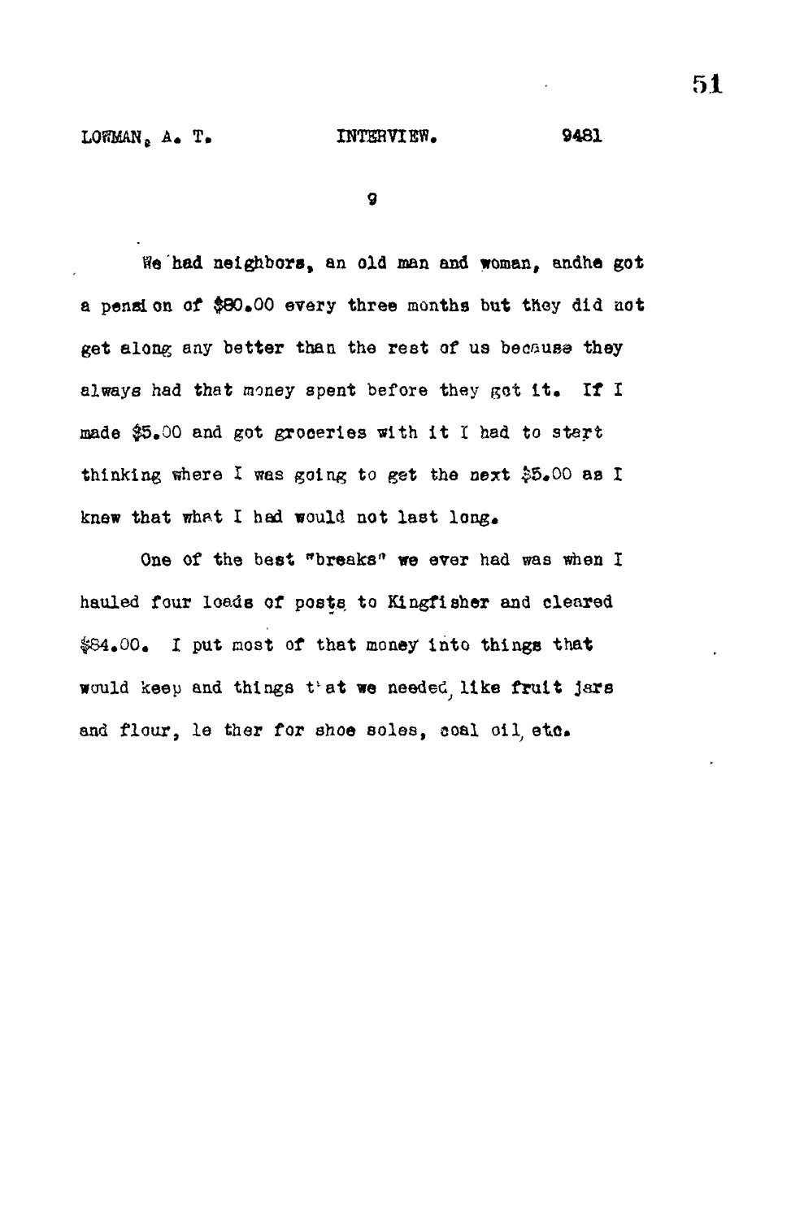We had neighbors, an old man and woman, andhe got a pension of $80.00 every three months but they did not get along any better than the rest of us because they always had that money spent before they got it. If I made $5.00 and got groceries with it I had to start thinking where I was going to get the next $5.00 as I knew that what I had would not last long.

One of the best "breaks" we ever had was when I hauled four loads of posts to Kingfisher and cleared $84.00. I put most of that money into things that would keep and things that we needed, like fruit jars and flour, le ther for shoe soles, coal oil, etc.